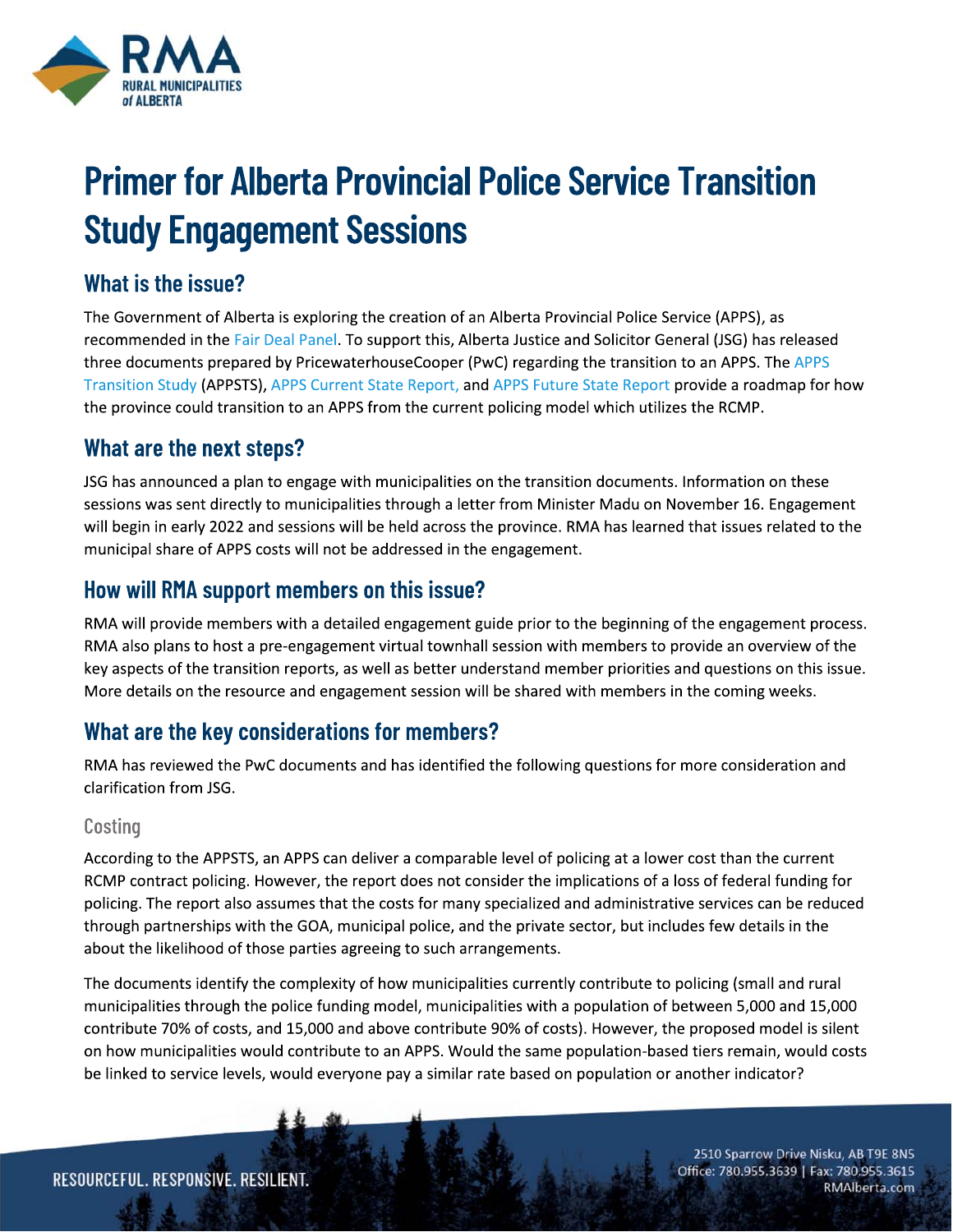# Primer for Alberta Provincial Police Service Transition Study Engagement Sessions

## What is the issue?

The Government of Alberta is exploring the creation of an Alberta Provincial Police Service (APPS), as recommended in the Fair Deal Panel. To support this, Alberta Justice and Solicitor General (JSG) has released three documents prepared by PricewaterhouseCooper (PwC) regarding the transition to an APPS. The APPS Transition Study (APPSTS), APPS Current State Report, and APPS Future State Report provide a roadmap for how the province could transition to an APPS from the current policing model which utilizes the RCMP.

## What are the next steps?

JSG has announced a plan to engage with municipalities on the transition documents. Information on these sessions was sent directly to municipalities through a letter from Minister Madu on November 16. Engagement will begin in early 2022 and sessions will be held across the province. RMA has learned that issues related to the municipal share of APPS costs will not be addressed in the engagement.

## How will RMA support members on this issue?

RMA will provide members with a detailed engagement guide prior to the beginning of the engagement process. RMA also plans to host a pre-engagement virtual townhall session with members to provide an overview of the key aspects of the transition reports, as well as better understand member priorities and questions on this issue. More details on the resource and engagement session will be shared with members in the coming weeks.

## What are the key considerations for members?

RMA has reviewed the PwC documents and has identified the following questions for more consideration and clarification from JSG.

### Costing

According to the APPSTS, an APPS can deliver a comparable level of policing at a lower cost than the current RCMP contract policing. However, the report does not consider the implications of a loss of federal funding for policing. The report also assumes that the costs for many specialized and administrative services can be reduced through partnerships with the GOA, municipal police, and the private sector, but includes few details in the about the likelihood of those parties agreeing to such arrangements.

The documents identify the complexity of how municipalities currently contribute to policing (small and rural municipalities through the police funding model, municipalities with a population of between 5,000 and 15,000 contribute 70% of costs, and 15,000 and above contribute 90% of costs). However, the proposed model is silent on how municipalities would contribute to an APPS. Would the same population-based tiers remain, would costs be linked to service levels, would everyone pay a similar rate based on population or another indicator?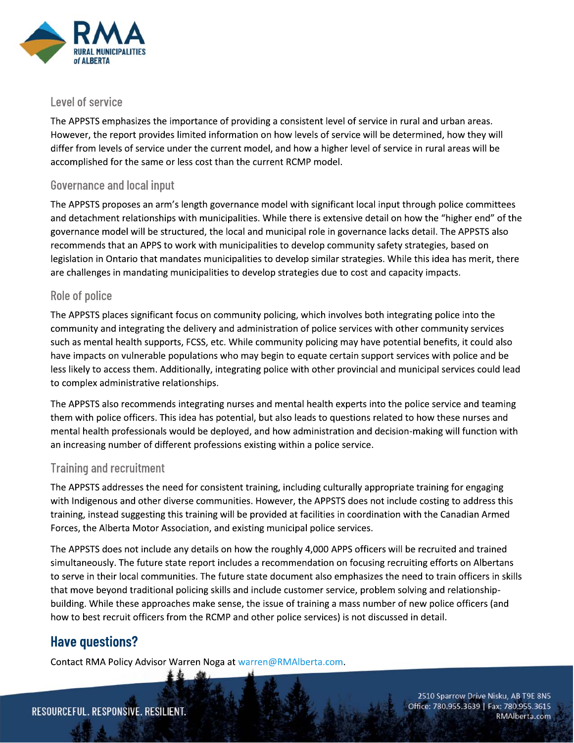## Level of service

The APPSTS emphasizes the importance of providing a consistent level of service in rural and urban areas. However, the report provides limited information on how levels of service will be determined, how they will differ from levels of service under the current model, and how a higher level of service in rural areas will be accomplished for the same or less cost than the current RCMP model.

## Governance and local input

The APPSTS proposes an arm's length governance model with significant local input through police committees and detachment relationships with municipalities. While there is extensive detail on how the "higher end" of the governance model will be structured, the local and municipal role in governance lacks detail. The APPSTS also recommends that an APPS to work with municipalities to develop community safety strategies, based on legislation in Ontario that mandates municipalities to develop similar strategies. While this idea has merit, there are challenges in mandating municipalities to develop strategies due to cost and capacity impacts.

## Role of police

The APPSTS places significant focus on community policing, which involves both integrating police into the community and integrating the delivery and administration of police services with other community services such as mental health supports, FCSS, etc. While community policing may have potential benefits, it could also have impacts on vulnerable populations who may begin to equate certain support services with police and be less likely to access them. Additionally, integrating police with other provincial and municipal services could lead to complex administrative relationships.

The APPSTS also recommends integrating nurses and mental health experts into the police service and teaming them with police officers. This idea has potential, but also leads to questions related to how these nurses and mental health professionals would be deployed, and how administration and decision-making will function with an increasing number of different professions existing within a police service.

## Training and recruitment

The APPSTS addresses the need for consistent training, including culturally appropriate training for engaging with Indigenous and other diverse communities. However, the APPSTS does not include costing to address this training, instead suggesting this training will be provided at facilities in coordination with the Canadian Armed Forces, the Alberta Motor Association, and existing municipal police services.

The APPSTS does not include any details on how the roughly 4,000 APPS officers will be recruited and trained simultaneously. The future state report includes a recommendation on focusing recruiting efforts on Albertans to serve in their local communities. The future state document also emphasizes the need to train officers in skills that move beyond traditional policing skills and include customer service, problem solving and relationship-building. While these approaches make sense, the issue of training a mass number of new police officers (and how to best recruit officers from the RCMP and other police services) is not discussed in detail.

# Have questions?

Contact RMA Policy Advisor Warren Noga at warren@RMAlberta.com.